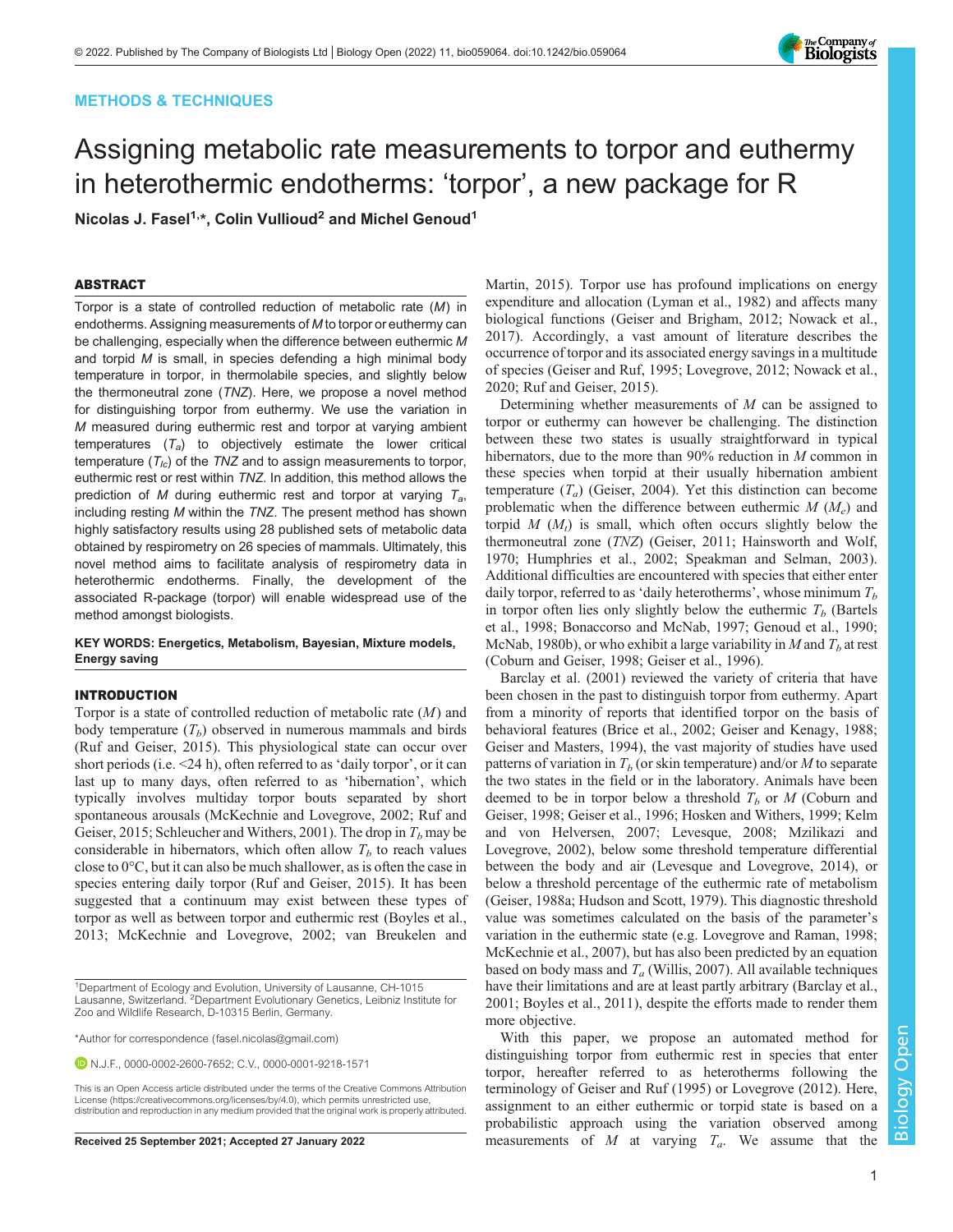## METHODS & TECHNIQUES

# Assigning metabolic rate measurements to torpor and euthermy in heterothermic endotherms: 'torpor', a new package for R

**Nicolas J. Fasel[1,*], Colin Vullioud[2] and Michel Genoud[1]**

### ABSTRACT

Torpor is a state of controlled reduction of metabolic rate (*M*) in endotherms. Assigning measurements of *M* to torpor or euthermy can be challenging, especially when the difference between euthermic *M* and torpid *M* is small, in species defending a high minimal body temperature in torpor, in thermolabile species, and slightly below the thermoneutral zone (*TNZ*). Here, we propose a novel method for distinguishing torpor from euthermy. We use the variation in *M* measured during euthermic rest and torpor at varying ambient temperatures ($T_a$) to objectively estimate the lower critical temperature ($T_{lc}$) of the *TNZ* and to assign measurements to torpor, euthermic rest or rest within *TNZ*. In addition, this method allows the prediction of *M* during euthermic rest and torpor at varying $T_a$, including resting *M* within the *TNZ*. The present method has shown highly satisfactory results using 28 published sets of metabolic data obtained by respirometry on 26 species of mammals. Ultimately, this novel method aims to facilitate analysis of respirometry data in heterothermic endotherms. Finally, the development of the associated R-package (torpor) will enable widespread use of the method amongst biologists.

**KEY WORDS: Energetics, Metabolism, Bayesian, Mixture models, Energy saving**

### INTRODUCTION

Torpor is a state of controlled reduction of metabolic rate (*M*) and body temperature ($T_b$) observed in numerous mammals and birds (Ruf and Geiser, 2015). This physiological state can occur over short periods (i.e. <24 h), often referred to as 'daily torpor', or it can last up to many days, often referred to as 'hibernation', which typically involves multiday torpor bouts separated by short spontaneous arousals (McKechnie and Lovegrove, 2002; Ruf and Geiser, 2015; Schleucher and Withers, 2001). The drop in $T_b$ may be considerable in hibernators, which often allow $T_b$ to reach values close to 0°C, but it can also be much shallower, as is often the case in species entering daily torpor (Ruf and Geiser, 2015). It has been suggested that a continuum may exist between these types of torpor as well as between torpor and euthermic rest (Boyles et al., 2013; McKechnie and Lovegrove, 2002; van Breukelen and Martin, 2015). Torpor use has profound implications on energy expenditure and allocation (Lyman et al., 1982) and affects many biological functions (Geiser and Brigham, 2012; Nowack et al., 2017). Accordingly, a vast amount of literature describes the occurrence of torpor and its associated energy savings in a multitude of species (Geiser and Ruf, 1995; Lovegrove, 2012; Nowack et al., 2020; Ruf and Geiser, 2015).

Determining whether measurements of *M* can be assigned to torpor or euthermy can however be challenging. The distinction between these two states is usually straightforward in typical hibernators, due to the more than 90% reduction in *M* common in these species when torpid at their usually hibernation ambient temperature ($T_a$) (Geiser, 2004). Yet this distinction can become problematic when the difference between euthermic *M* ($M_e$) and torpid *M* ($M_t$) is small, which often occurs slightly below the thermoneutral zone (*TNZ*) (Geiser, 2011; Hainsworth and Wolf, 1970; Humphries et al., 2002; Speakman and Selman, 2003). Additional difficulties are encountered with species that either enter daily torpor, referred to as 'daily heterotherms', whose minimum $T_b$ in torpor often lies only slightly below the euthermic $T_b$ (Bartels et al., 1998; Bonaccorso and McNab, 1997; Genoud et al., 1990; McNab, 1980b), or who exhibit a large variability in *M* and $T_b$ at rest (Coburn and Geiser, 1998; Geiser et al., 1996).

Barclay et al. (2001) reviewed the variety of criteria that have been chosen in the past to distinguish torpor from euthermy. Apart from a minority of reports that identified torpor on the basis of behavioral features (Brice et al., 2002; Geiser and Kenagy, 1988; Geiser and Masters, 1994), the vast majority of studies have used patterns of variation in $T_b$ (or skin temperature) and/or *M* to separate the two states in the field or in the laboratory. Animals have been deemed to be in torpor below a threshold $T_b$ or *M* (Coburn and Geiser, 1998; Geiser et al., 1996; Hosken and Withers, 1999; Kelm and von Helversen, 2007; Levesque, 2008; Mzilikazi and Lovegrove, 2002), below some threshold temperature differential between the body and air (Levesque and Lovegrove, 2014), or below a threshold percentage of the euthermic rate of metabolism (Geiser, 1988a; Hudson and Scott, 1979). This diagnostic threshold value was sometimes calculated on the basis of the parameter's variation in the euthermic state (e.g. Lovegrove and Raman, 1998; McKechnie et al., 2007), but has also been predicted by an equation based on body mass and $T_a$ (Willis, 2007). All available techniques have their limitations and are at least partly arbitrary (Barclay et al., 2001; Boyles et al., 2011), despite the efforts made to render them more objective.

With this paper, we propose an automated method for distinguishing torpor from euthermic rest in species that enter torpor, hereafter referred to as heterotherms following the terminology of Geiser and Ruf (1995) or Lovegrove (2012). Here, assignment to an either euthermic or torpid state is based on a probabilistic approach using the variation observed among measurements of *M* at varying $T_a$. We assume that the

[1]Department of Ecology and Evolution, University of Lausanne, CH-1015 Lausanne, Switzerland. [2]Department Evolutionary Genetics, Leibniz Institute for Zoo and Wildlife Research, D-10315 Berlin, Germany.

*Author for correspondence (fasel.nicolas@gmail.com)

N.J.F., 0000-0002-2600-7652; C.V., 0000-0001-9218-1571

This is an Open Access article distributed under the terms of the Creative Commons Attribution License (https://creativecommons.org/licenses/by/4.0), which permits unrestricted use, distribution and reproduction in any medium provided that the original work is properly attributed.

**Received 25 September 2021; Accepted 27 January 2022**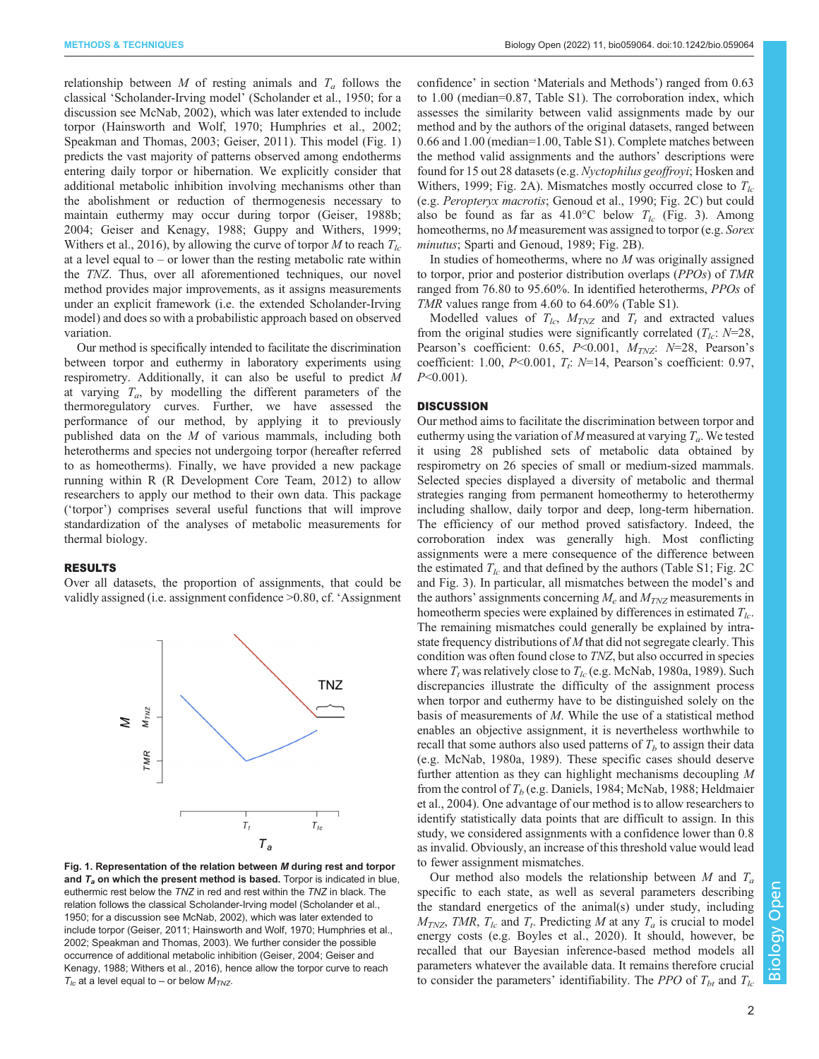relationship between $M$ of resting animals and $T_a$ follows the classical 'Scholander-Irving model' (Scholander et al., 1950; for a discussion see McNab, 2002), which was later extended to include torpor (Hainsworth and Wolf, 1970; Humphries et al., 2002; Speakman and Thomas, 2003; Geiser, 2011). This model (Fig. 1) predicts the vast majority of patterns observed among endotherms entering daily torpor or hibernation. We explicitly consider that additional metabolic inhibition involving mechanisms other than the abolishment or reduction of thermogenesis necessary to maintain euthermy may occur during torpor (Geiser, 1988b; 2004; Geiser and Kenagy, 1988; Guppy and Withers, 1999; Withers et al., 2016), by allowing the curve of torpor $M$ to reach $T_{lc}$ at a level equal to – or lower than the resting metabolic rate within the *TNZ*. Thus, over all aforementioned techniques, our novel method provides major improvements, as it assigns measurements under an explicit framework (i.e. the extended Scholander-Irving model) and does so with a probabilistic approach based on observed variation.

Our method is specifically intended to facilitate the discrimination between torpor and euthermy in laboratory experiments using respirometry. Additionally, it can also be useful to predict $M$ at varying $T_a$, by modelling the different parameters of the thermoregulatory curves. Further, we have assessed the performance of our method, by applying it to previously published data on the $M$ of various mammals, including both heterotherms and species not undergoing torpor (hereafter referred to as homeotherms). Finally, we have provided a new package running within R (R Development Core Team, 2012) to allow researchers to apply our method to their own data. This package ('torpor') comprises several useful functions that will improve standardization of the analyses of metabolic measurements for thermal biology.

## RESULTS

Over all datasets, the proportion of assignments, that could be validly assigned (i.e. assignment confidence >0.80, cf. 'Assignment confidence' in section 'Materials and Methods') ranged from 0.63 to 1.00 (median=0.87, Table S1). The corroboration index, which assesses the similarity between valid assignments made by our method and by the authors of the original datasets, ranged between 0.66 and 1.00 (median=1.00, Table S1). Complete matches between the method valid assignments and the authors' descriptions were found for 15 out 28 datasets (e.g. *Nyctophilus geoffroyi*; Hosken and Withers, 1999; Fig. 2A). Mismatches mostly occurred close to $T_{lc}$ (e.g. *Peropteryx macrotis*; Genoud et al., 1990; Fig. 2C) but could also be found as far as 41.0°C below $T_{lc}$ (Fig. 3). Among homeotherms, no $M$ measurement was assigned to torpor (e.g. *Sorex minutus*; Sparti and Genoud, 1989; Fig. 2B).

In studies of homeotherms, where no $M$ was originally assigned to torpor, prior and posterior distribution overlaps (*PPOs*) of *TMR* ranged from 76.80 to 95.60%. In identified heterotherms, *PPOs* of *TMR* values range from 4.60 to 64.60% (Table S1).

Modelled values of $T_{lc}$, $M_{TNZ}$ and $T_t$ and extracted values from the original studies were significantly correlated ($T_{lc}$: $N$=28, Pearson's coefficient: 0.65, $P$<0.001, $M_{TNZ}$: $N$=28, Pearson's coefficient: 1.00, $P$<0.001, $T_t$: $N$=14, Pearson's coefficient: 0.97, $P$<0.001).

**Fig. 1. Representation of the relation between $M$ during rest and torpor and $T_a$ on which the present method is based.** Torpor is indicated in blue, euthermic rest below the *TNZ* in red and rest within the *TNZ* in black. The relation follows the classical Scholander-Irving model (Scholander et al., 1950; for a discussion see McNab, 2002), which was later extended to include torpor (Geiser, 2011; Hainsworth and Wolf, 1970; Humphries et al., 2002; Speakman and Thomas, 2003). We further consider the possible occurrence of additional metabolic inhibition (Geiser, 2004; Geiser and Kenagy, 1988; Withers et al., 2016), hence allow the torpor curve to reach $T_{lc}$ at a level equal to – or below $M_{TNZ}$.

## DISCUSSION

Our method aims to facilitate the discrimination between torpor and euthermy using the variation of $M$ measured at varying $T_a$. We tested it using 28 published sets of metabolic data obtained by respirometry on 26 species of small or medium-sized mammals. Selected species displayed a diversity of metabolic and thermal strategies ranging from permanent homeothermy to heterothermy including shallow, daily torpor and deep, long-term hibernation. The efficiency of our method proved satisfactory. Indeed, the corroboration index was generally high. Most conflicting assignments were a mere consequence of the difference between the estimated $T_{lc}$ and that defined by the authors (Table S1; Fig. 2C and Fig. 3). In particular, all mismatches between the model's and the authors' assignments concerning $M_e$ and $M_{TNZ}$ measurements in homeotherm species were explained by differences in estimated $T_{lc}$. The remaining mismatches could generally be explained by intra-state frequency distributions of $M$ that did not segregate clearly. This condition was often found close to *TNZ*, but also occurred in species where $T_t$ was relatively close to $T_{lc}$ (e.g. McNab, 1980a, 1989). Such discrepancies illustrate the difficulty of the assignment process when torpor and euthermy have to be distinguished solely on the basis of measurements of $M$. While the use of a statistical method enables an objective assignment, it is nevertheless worthwhile to recall that some authors also used patterns of $T_b$ to assign their data (e.g. McNab, 1980a, 1989). These specific cases should deserve further attention as they can highlight mechanisms decoupling $M$ from the control of $T_b$ (e.g. Daniels, 1984; McNab, 1988; Heldmaier et al., 2004). One advantage of our method is to allow researchers to identify statistically data points that are difficult to assign. In this study, we considered assignments with a confidence lower than 0.8 as invalid. Obviously, an increase of this threshold value would lead to fewer assignment mismatches.

Our method also models the relationship between $M$ and $T_a$ specific to each state, as well as several parameters describing the standard energetics of the animal(s) under study, including $M_{TNZ}$, *TMR*, $T_{lc}$ and $T_t$. Predicting $M$ at any $T_a$ is crucial to model energy costs (e.g. Boyles et al., 2020). It should, however, be recalled that our Bayesian inference-based method models all parameters whatever the available data. It remains therefore crucial to consider the parameters' identifiability. The *PPO* of $T_{bt}$ and $T_{lc}$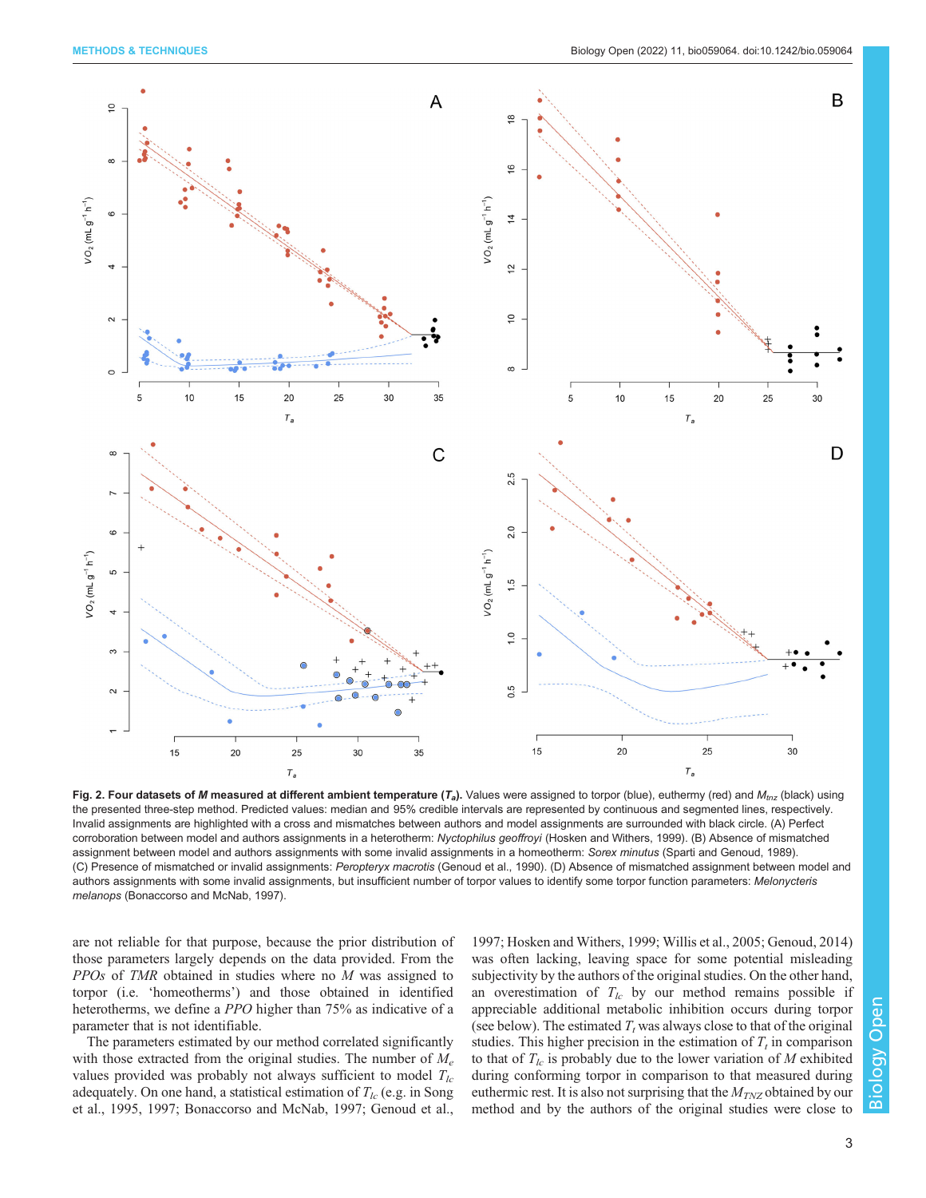**Fig. 2. Four datasets of *M* measured at different ambient temperature ($T_a$).** Values were assigned to torpor (blue), euthermy (red) and $M_{tnz}$ (black) using the presented three-step method. Predicted values: median and 95% credible intervals are represented by continuous and segmented lines, respectively. Invalid assignments are highlighted with a cross and mismatches between authors and model assignments are surrounded with black circle. (A) Perfect corroboration between model and authors assignments in a heterotherm: *Nyctophilus geoffroyi* (Hosken and Withers, 1999). (B) Absence of mismatched assignment between model and authors assignments with some invalid assignments in a homeotherm: *Sorex minutus* (Sparti and Genoud, 1989). (C) Presence of mismatched or invalid assignments: *Peropteryx macrotis* (Genoud et al., 1990). (D) Absence of mismatched assignment between model and authors assignments with some invalid assignments, but insufficient number of torpor values to identify some torpor function parameters: *Melonycteris melanops* (Bonaccorso and McNab, 1997).

are not reliable for that purpose, because the prior distribution of those parameters largely depends on the data provided. From the *PPOs* of *TMR* obtained in studies where no *M* was assigned to torpor (i.e. 'homeotherms') and those obtained in identified heterotherms, we define a *PPO* higher than 75% as indicative of a parameter that is not identifiable.

The parameters estimated by our method correlated significantly with those extracted from the original studies. The number of $M_e$ values provided was probably not always sufficient to model $T_{lc}$ adequately. On one hand, a statistical estimation of $T_{lc}$ (e.g. in Song et al., 1995, 1997; Bonaccorso and McNab, 1997; Genoud et al., 1997; Hosken and Withers, 1999; Willis et al., 2005; Genoud, 2014) was often lacking, leaving space for some potential misleading subjectivity by the authors of the original studies. On the other hand, an overestimation of $T_{lc}$ by our method remains possible if appreciable additional metabolic inhibition occurs during torpor (see below). The estimated $T_t$ was always close to that of the original studies. This higher precision in the estimation of $T_t$ in comparison to that of $T_{lc}$ is probably due to the lower variation of *M* exhibited during conforming torpor in comparison to that measured during euthermic rest. It is also not surprising that the $M_{TNZ}$ obtained by our method and by the authors of the original studies were close to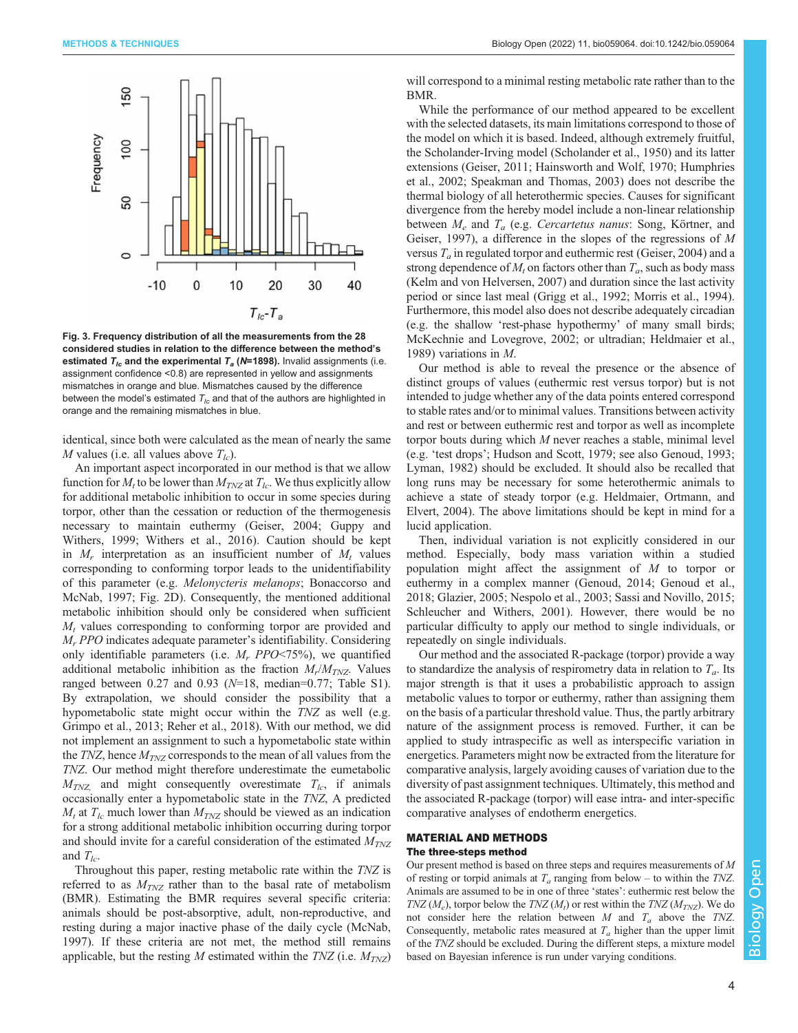**Fig. 3. Frequency distribution of all the measurements from the 28 considered studies in relation to the difference between the method's estimated $T_{lc}$ and the experimental $T_a$ (*N*=1898).** Invalid assignments (i.e. assignment confidence <0.8) are represented in yellow and assignments mismatches in orange and blue. Mismatches caused by the difference between the model's estimated $T_{lc}$ and that of the authors are highlighted in orange and the remaining mismatches in blue.

identical, since both were calculated as the mean of nearly the same $M$ values (i.e. all values above $T_{lc}$).

An important aspect incorporated in our method is that we allow function for $M_t$ to be lower than $M_{TNZ}$ at $T_{lc}$. We thus explicitly allow for additional metabolic inhibition to occur in some species during torpor, other than the cessation or reduction of the thermogenesis necessary to maintain euthermy (Geiser, 2004; Guppy and Withers, 1999; Withers et al., 2016). Caution should be kept in $M_r$ interpretation as an insufficient number of $M_t$ values corresponding to conforming torpor leads to the unidentifiability of this parameter (e.g. *Melonycteris melanops*; Bonaccorso and McNab, 1997; Fig. 2D). Consequently, the mentioned additional metabolic inhibition should only be considered when sufficient $M_t$ values corresponding to conforming torpor are provided and $M_r$ *PPO* indicates adequate parameter's identifiability. Considering only identifiable parameters (i.e. $M_r$ *PPO*<75%), we quantified additional metabolic inhibition as the fraction $M_r/M_{TNZ}$. Values ranged between 0.27 and 0.93 (*N*=18, median=0.77; Table S1). By extrapolation, we should consider the possibility that a hypometabolic state might occur within the *TNZ* as well (e.g. Grimpo et al., 2013; Reher et al., 2018). With our method, we did not implement an assignment to such a hypometabolic state within the *TNZ*, hence $M_{TNZ}$ corresponds to the mean of all values from the *TNZ*. Our method might therefore underestimate the eumetabolic $M_{TNZ}$ and might consequently overestimate $T_{lc}$, if animals occasionally enter a hypometabolic state in the *TNZ*, A predicted $M_t$ at $T_{lc}$ much lower than $M_{TNZ}$ should be viewed as an indication for a strong additional metabolic inhibition occurring during torpor and should invite for a careful consideration of the estimated $M_{TNZ}$ and $T_{lc}$.

Throughout this paper, resting metabolic rate within the *TNZ* is referred to as $M_{TNZ}$ rather than to the basal rate of metabolism (BMR). Estimating the BMR requires several specific criteria: animals should be post-absorptive, adult, non-reproductive, and resting during a major inactive phase of the daily cycle (McNab, 1997). If these criteria are not met, the method still remains applicable, but the resting $M$ estimated within the *TNZ* (i.e. $M_{TNZ}$) will correspond to a minimal resting metabolic rate rather than to the BMR.

While the performance of our method appeared to be excellent with the selected datasets, its main limitations correspond to those of the model on which it is based. Indeed, although extremely fruitful, the Scholander-Irving model (Scholander et al., 1950) and its latter extensions (Geiser, 2011; Hainsworth and Wolf, 1970; Humphries et al., 2002; Speakman and Thomas, 2003) does not describe the thermal biology of all heterothermic species. Causes for significant divergence from the hereby model include a non-linear relationship between $M_e$ and $T_a$ (e.g. *Cercartetus nanus*: Song, Körtner, and Geiser, 1997), a difference in the slopes of the regressions of $M$ versus $T_a$ in regulated torpor and euthermic rest (Geiser, 2004) and a strong dependence of $M_t$ on factors other than $T_a$, such as body mass (Kelm and von Helversen, 2007) and duration since the last activity period or since last meal (Grigg et al., 1992; Morris et al., 1994). Furthermore, this model also does not describe adequately circadian (e.g. the shallow 'rest-phase hypothermy' of many small birds; McKechnie and Lovegrove, 2002; or ultradian; Heldmaier et al., 1989) variations in $M$.

Our method is able to reveal the presence or the absence of distinct groups of values (euthermic rest versus torpor) but is not intended to judge whether any of the data points entered correspond to stable rates and/or to minimal values. Transitions between activity and rest or between euthermic rest and torpor as well as incomplete torpor bouts during which $M$ never reaches a stable, minimal level (e.g. 'test drops'; Hudson and Scott, 1979; see also Genoud, 1993; Lyman, 1982) should be excluded. It should also be recalled that long runs may be necessary for some heterothermic animals to achieve a state of steady torpor (e.g. Heldmaier, Ortmann, and Elvert, 2004). The above limitations should be kept in mind for a lucid application.

Then, individual variation is not explicitly considered in our method. Especially, body mass variation within a studied population might affect the assignment of $M$ to torpor or euthermy in a complex manner (Geoud, 2014; Genoud et al., 2018; Glazier, 2005; Nespolo et al., 2003; Sassi and Novillo, 2015; Schleucher and Withers, 2001). However, there would be no particular difficulty to apply our method to single individuals, or repeatedly on single individuals.

Our method and the associated R-package (torpor) provide a way to standardize the analysis of respirometry data in relation to $T_a$. Its major strength is that it uses a probabilistic approach to assign metabolic values to torpor or euthermy, rather than assigning them on the basis of a particular threshold value. Thus, the partly arbitrary nature of the assignment process is removed. Further, it can be applied to study intraspecific as well as interspecific variation in energetics. Parameters might now be extracted from the literature for comparative analysis, largely avoiding causes of variation due to the diversity of past assignment techniques. Ultimately, this method and the associated R-package (torpor) will ease intra- and inter-specific comparative analyses of endotherm energetics.

## MATERIAL AND METHODS

### The three-steps method

Our present method is based on three steps and requires measurements of $M$ of resting or torpid animals at $T_a$ ranging from below – to within the *TNZ*. Animals are assumed to be in one of three 'states': euthermic rest below the *TNZ* ($M_e$), torpor below the *TNZ* ($M_t$) or rest within the *TNZ* ($M_{TNZ}$). We do not consider here the relation between $M$ and $T_a$ above the *TNZ*. Consequently, metabolic rates measured at $T_a$ higher than the upper limit of the *TNZ* should be excluded. During the different steps, a mixture model based on Bayesian inference is run under varying conditions.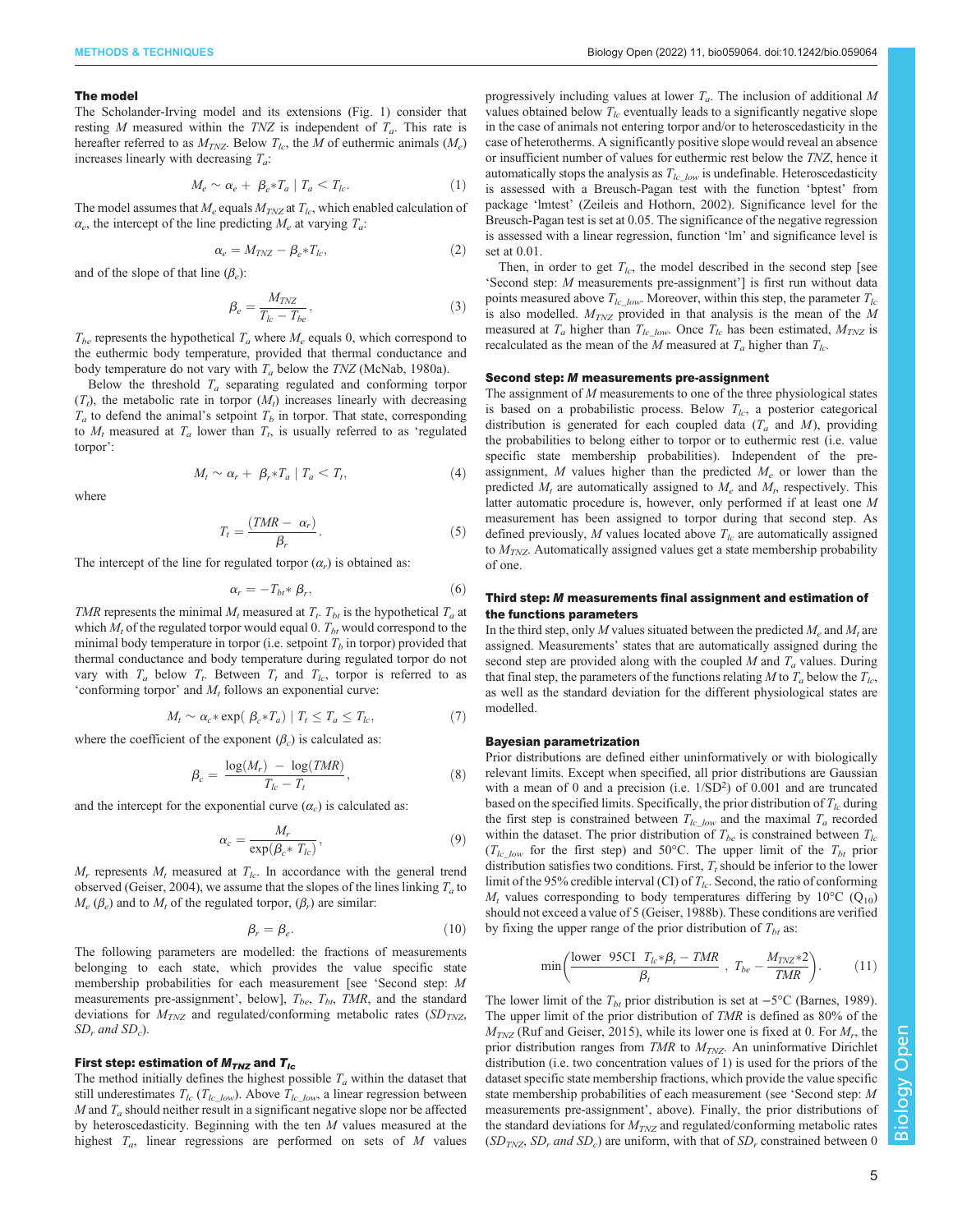### The model

The Scholander-Irving model and its extensions (Fig. 1) consider that resting $M$ measured within the $TNZ$ is independent of $T_a$. This rate is hereafter referred to as $M_{TNZ}$. Below $T_{lc}$, the $M$ of euthermic animals ($M_e$) increases linearly with decreasing $T_a$:

$$M_e \sim \alpha_e + \beta_e * T_a \mid T_a < T_{lc}. \tag{1}$$

The model assumes that $M_e$ equals $M_{TNZ}$ at $T_{lc}$, which enabled calculation of $\alpha_e$, the intercept of the line predicting $M_e$ at varying $T_a$:

$$\alpha_e = M_{TNZ} - \beta_e * T_{lc}, \tag{2}$$

and of the slope of that line ($\beta_e$):

$$\beta_e = \frac{M_{TNZ}}{T_{lc} - T_{be}}, \tag{3}$$

$T_{be}$ represents the hypothetical $T_a$ where $M_e$ equals 0, which correspond to the euthermic body temperature, provided that thermal conductance and body temperature do not vary with $T_a$ below the $TNZ$ (McNab, 1980a).

Below the threshold $T_a$ separating regulated and conforming torpor ($T_t$), the metabolic rate in torpor ($M_t$) increases linearly with decreasing $T_a$ to defend the animal's setpoint $T_b$ in torpor. That state, corresponding to $M_t$ measured at $T_a$ lower than $T_t$, is usually referred to as 'regulated torpor':

$$M_t \sim \alpha_r + \beta_r * T_a \mid T_a < T_t, \tag{4}$$

where

$$T_t = \frac{(TMR - \alpha_r)}{\beta_r}. \tag{5}$$

The intercept of the line for regulated torpor ($\alpha_r$) is obtained as:

$$\alpha_r = -T_{bt} * \beta_r, \tag{6}$$

$TMR$ represents the minimal $M_t$ measured at $T_t$. $T_{bt}$ is the hypothetical $T_a$ at which $M_t$ of the regulated torpor would equal 0. $T_{bt}$ would correspond to the minimal body temperature in torpor (i.e. setpoint $T_b$ in torpor) provided that thermal conductance and body temperature during regulated torpor do not vary with $T_a$ below $T_t$. Between $T_t$ and $T_{lc}$, torpor is referred to as 'conforming torpor' and $M_t$ follows an exponential curve:

$$M_t \sim \alpha_c * \exp(\beta_c * T_a) \mid T_t \le T_a \le T_{lc}, \tag{7}$$

where the coefficient of the exponent ($\beta_c$) is calculated as:

$$\beta_c = \frac{\log(M_r) - \log(TMR)}{T_{lc} - T_t}, \tag{8}$$

and the intercept for the exponential curve ($\alpha_c$) is calculated as:

$$\alpha_c = \frac{M_r}{\exp(\beta_c * T_{lc})}, \tag{9}$$

$M_r$ represents $M_t$ measured at $T_{lc}$. In accordance with the general trend observed (Geiser, 2004), we assume that the slopes of the lines linking $T_a$ to $M_e$ ($\beta_e$) and to $M_t$ of the regulated torpor, ($\beta_r$) are similar:

$$\beta_r = \beta_e. \tag{10}$$

The following parameters are modelled: the fractions of measurements belonging to each state, which provides the value specific state membership probabilities for each measurement [see 'Second step: $M$ measurements pre-assignment', below], $T_{be}$, $T_{bt}$, $TMR$, and the standard deviations for $M_{TNZ}$ and regulated/conforming metabolic rates ($SD_{TNZ}$, $SD_r$ *and* $SD_c$).

### First step: estimation of $M_{TNZ}$ and $T_{lc}$

The method initially defines the highest possible $T_a$ within the dataset that still underestimates $T_{lc}$ ($T_{lc\_low}$). Above $T_{lc\_low}$, a linear regression between $M$ and $T_a$ should neither result in a significant negative slope nor be affected by heteroscedasticity. Beginning with the ten $M$ values measured at the highest $T_a$, linear regressions are performed on sets of $M$ values progressively including values at lower $T_a$. The inclusion of additional $M$ values obtained below $T_{lc}$ eventually leads to a significantly negative slope in the case of animals not entering torpor and/or to heteroscedasticity in the case of heterotherms. A significantly positive slope would reveal an absence or insufficient number of values for euthermic rest below the $TNZ$, hence it automatically stops the analysis as $T_{lc\_low}$ is undefinable. Heteroscedasticity is assessed with a Breusch-Pagan test with the function 'bptest' from package 'lmtest' (Zeileis and Hothorn, 2002). Significance level for the Breusch-Pagan test is set at 0.05. The significance of the negative regression is assessed with a linear regression, function 'lm' and significance level is set at 0.01.

Then, in order to get $T_{lc}$, the model described in the second step [see 'Second step: $M$ measurements pre-assignment'] is first run without data points measured above $T_{lc\_low}$. Moreover, within this step, the parameter $T_{lc}$ is also modelled. $M_{TNZ}$ provided in that analysis is the mean of the $M$ measured at $T_a$ higher than $T_{lc\_low}$. Once $T_{lc}$ has been estimated, $M_{TNZ}$ is recalculated as the mean of the $M$ measured at $T_a$ higher than $T_{lc}$.

### Second step: $M$ measurements pre-assignment

The assignment of $M$ measurements to one of the three physiological states is based on a probabilistic process. Below $T_{lc}$, a posterior categorical distribution is generated for each coupled data ($T_a$ and $M$), providing the probabilities to belong either to torpor or to euthermic rest (i.e. value specific state membership probabilities). Independent of the pre-assignment, $M$ values higher than the predicted $M_e$ or lower than the predicted $M_t$ are automatically assigned to $M_e$ and $M_t$, respectively. This latter automatic procedure is, however, only performed if at least one $M$ measurement has been assigned to torpor during that second step. As defined previously, $M$ values located above $T_{lc}$ are automatically assigned to $M_{TNZ}$. Automatically assigned values get a state membership probability of one.

### Third step: $M$ measurements final assignment and estimation of the functions parameters

In the third step, only $M$ values situated between the predicted $M_e$ and $M_t$ are assigned. Measurements' states that are automatically assigned during the second step are provided along with the coupled $M$ and $T_a$ values. During that final step, the parameters of the functions relating $M$ to $T_a$ below the $T_{lc}$, as well as the standard deviation for the different physiological states are modelled.

### Bayesian parametrization

Prior distributions are defined either uninformatively or with biologically relevant limits. Except when specified, all prior distributions are Gaussian with a mean of 0 and a precision (i.e. $1/SD^2$) of 0.001 and are truncated based on the specified limits. Specifically, the prior distribution of $T_{lc}$ during the first step is constrained between $T_{lc\_low}$ and the maximal $T_a$ recorded within the dataset. The prior distribution of $T_{be}$ is constrained between $T_{lc}$ ($T_{lc\_low}$ for the first step) and 50°C. The upper limit of the $T_{bt}$ prior distribution satisfies two conditions. First, $T_t$ should be inferior to the lower limit of the 95% credible interval (CI) of $T_{lc}$. Second, the ratio of conforming $M_t$ values corresponding to body temperatures differing by 10°C ($Q_{10}$) should not exceed a value of 5 (Geiser, 1988b). These conditions are verified by fixing the upper range of the prior distribution of $T_{bt}$ as:

$$\min\left(\frac{\text{lower 95CI } T_{lc} * \beta_t - TMR}{\beta_t}, \; T_{be} - \frac{M_{TNZ} * 2}{TMR}\right). \tag{11}$$

The lower limit of the $T_{bt}$ prior distribution is set at −5°C (Barnes, 1989). The upper limit of the prior distribution of $TMR$ is defined as 80% of the $M_{TNZ}$ (Ruf and Geiser, 2015), while its lower one is fixed at 0. For $M_r$, the prior distribution ranges from $TMR$ to $M_{TNZ}$. An uninformative Dirichlet distribution (i.e. two concentration values of 1) is used for the priors of the dataset specific state membership fractions, which provide the value specific state membership probabilities of each measurement (see 'Second step: $M$ measurements pre-assignment', above). Finally, the prior distributions of the standard deviations for $M_{TNZ}$ and regulated/conforming metabolic rates ($SD_{TNZ}$, $SD_r$ *and* $SD_c$) are uniform, with that of $SD_r$ constrained between 0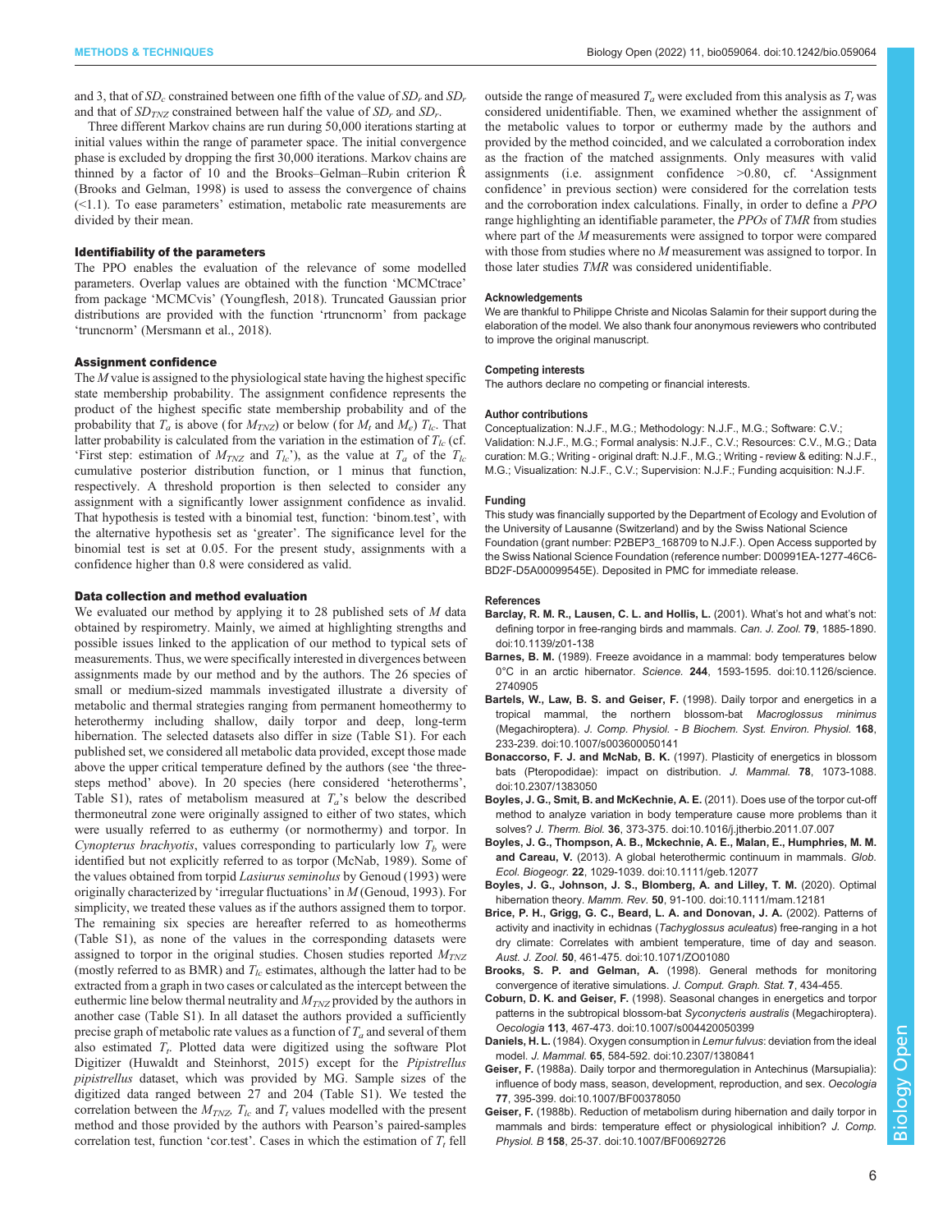and 3, that of $SD_c$ constrained between one fifth of the value of $SD_r$ and $SD_r$ and that of $SD_{TNZ}$ constrained between half the value of $SD_r$ and $SD_r$.

Three different Markov chains are run during 50,000 iterations starting at initial values within the range of parameter space. The initial convergence phase is excluded by dropping the first 30,000 iterations. Markov chains are thinned by a factor of 10 and the Brooks–Gelman–Rubin criterion $\hat{R}$ (Brooks and Gelman, 1998) is used to assess the convergence of chains (<1.1). To ease parameters' estimation, metabolic rate measurements are divided by their mean.

### Identifiability of the parameters

The PPO enables the evaluation of the relevance of some modelled parameters. Overlap values are obtained with the function 'MCMCtrace' from package 'MCMCvis' (Youngflesh, 2018). Truncated Gaussian prior distributions are provided with the function 'rtruncnorm' from package 'truncnorm' (Mersmann et al., 2018).

### Assignment confidence

The $M$ value is assigned to the physiological state having the highest specific state membership probability. The assignment confidence represents the product of the highest specific state membership probability and of the probability that $T_a$ is above (for $M_{TNZ}$) or below (for $M_t$ and $M_e$) $T_{lc}$. That latter probability is calculated from the variation in the estimation of $T_{lc}$ (cf. 'First step: estimation of $M_{TNZ}$ and $T_{lc}$'), as the value at $T_a$ of the $T_{lc}$ cumulative posterior distribution function, or 1 minus that function, respectively. A threshold proportion is then selected to consider any assignment with a significantly lower assignment confidence as invalid. That hypothesis is tested with a binomial test, function: 'binom.test', with the alternative hypothesis set as 'greater'. The significance level for the binomial test is set at 0.05. For the present study, assignments with a confidence higher than 0.8 were considered as valid.

### Data collection and method evaluation

We evaluated our method by applying it to 28 published sets of $M$ data obtained by respirometry. Mainly, we aimed at highlighting strengths and possible issues linked to the application of our method to typical sets of measurements. Thus, we were specifically interested in divergences between assignments made by our method and by the authors. The 26 species of small or medium-sized mammals investigated illustrate a diversity of metabolic and thermal strategies ranging from permanent homeothermy to heterothermy including shallow, daily torpor and deep, long-term hibernation. The selected datasets also differ in size (Table S1). For each published set, we considered all metabolic data provided, except those made above the upper critical temperature defined by the authors (see 'the three-steps method' above). In 20 species (here considered 'heterotherms', Table S1), rates of metabolism measured at $T_a$'s below the described thermoneutral zone were originally assigned to either of two states, which were usually referred to as euthermy (or normothermy) and torpor. In *Cynopterus brachyotis*, values corresponding to particularly low $T_b$ were identified but not explicitly referred to as torpor (McNab, 1989). Some of the values obtained from torpid *Lasiurus seminolus* by Genoud (1993) were originally characterized by 'irregular fluctuations' in $M$ (Genoud, 1993). For simplicity, we treated these values as if the authors assigned them to torpor. The remaining six species are hereafter referred to as homeotherms (Table S1), as none of the values in the corresponding datasets were assigned to torpor in the original studies. Chosen studies reported $M_{TNZ}$ (mostly referred to as BMR) and $T_{lc}$ estimates, although the latter had to be extracted from a graph in two cases or calculated as the intercept between the euthermic line below thermal neutrality and $M_{TNZ}$ provided by the authors in another case (Table S1). In all dataset the authors provided a sufficiently precise graph of metabolic rate values as a function of $T_a$ and several of them also estimated $T_t$. Plotted data were digitized using the software Plot Digitizer (Huwaldt and Steinhorst, 2015) except for the *Pipistrellus pipistrellus* dataset, which was provided by MG. Sample sizes of the digitized data ranged between 27 and 204 (Table S1). We tested the correlation between the $M_{TNZ}$, $T_{lc}$ and $T_t$ values modelled with the present method and those provided by the authors with Pearson's paired-samples correlation test, function 'cor.test'. Cases in which the estimation of $T_t$ fell outside the range of measured $T_a$ were excluded from this analysis as $T_t$ was considered unidentifiable. Then, we examined whether the assignment of the metabolic values to torpor or euthermy made by the authors and provided by the method coincided, and we calculated a corroboration index as the fraction of the matched assignments. Only measures with valid assignments (i.e. assignment confidence >0.80, cf. 'Assignment confidence' in previous section) were considered for the correlation tests and the corroboration index calculations. Finally, in order to define a *PPO* range highlighting an identifiable parameter, the *PPOs* of *TMR* from studies where part of the $M$ measurements were assigned to torpor were compared with those from studies where no $M$ measurement was assigned to torpor. In those later studies *TMR* was considered unidentifiable.

#### Acknowledgements

We are thankful to Philippe Christe and Nicolas Salamin for their support during the elaboration of the model. We also thank four anonymous reviewers who contributed to improve the original manuscript.

#### Competing interests

The authors declare no competing or financial interests.

#### Author contributions

Conceptualization: N.J.F., M.G.; Methodology: N.J.F., M.G.; Software: C.V.; Validation: N.J.F., M.G.; Formal analysis: N.J.F., C.V.; Resources: C.V., M.G.; Data curation: M.G.; Writing - original draft: N.J.F., M.G.; Writing - review & editing: N.J.F., M.G.; Visualization: N.J.F., C.V.; Supervision: N.J.F.; Funding acquisition: N.J.F.

#### Funding

This study was financially supported by the Department of Ecology and Evolution of the University of Lausanne (Switzerland) and by the Swiss National Science Foundation (grant number: P2BEP3_168709 to N.J.F.). Open Access supported by the Swiss National Science Foundation (reference number: D00991EA-1277-46C6-BD2F-D5A00099545E). Deposited in PMC for immediate release.

#### References

**Barclay, R. M. R., Lausen, C. L. and Hollis, L.** (2001). What's hot and what's not: defining torpor in free-ranging birds and mammals. *Can. J. Zool.* **79**, 1885-1890. doi:10.1139/z01-138

**Barnes, B. M.** (1989). Freeze avoidance in a mammal: body temperatures below 0°C in an arctic hibernator. *Science.* **244**, 1593-1595. doi:10.1126/science.2740905

**Bartels, W., Law, B. S. and Geiser, F.** (1998). Daily torpor and energetics in a tropical mammal, the northern blossom-bat *Macroglossus minimus* (Megachiroptera). *J. Comp. Physiol. - B Biochem. Syst. Environ. Physiol.* **168**, 233-239. doi:10.1007/s003600050141

**Bonaccorso, F. J. and McNab, B. K.** (1997). Plasticity of energetics in blossom bats (Pteropodidae): impact on distribution. *J. Mammal.* **78**, 1073-1088. doi:10.2307/1383050

**Boyles, J. G., Smit, B. and McKechnie, A. E.** (2011). Does use of the torpor cut-off method to analyze variation in body temperature cause more problems than it solves? *J. Therm. Biol.* **36**, 373-375. doi:10.1016/j.jtherbio.2011.07.007

**Boyles, J. G., Thompson, A. B., Mckechnie, A. E., Malan, E., Humphries, M. M. and Careau, V.** (2013). A global heterothermic continuum in mammals. *Glob. Ecol. Biogeogr.* **22**, 1029-1039. doi:10.1111/geb.12077

**Boyles, J. G., Johnson, J. S., Blomberg, A. and Lilley, T. M.** (2020). Optimal hibernation theory. *Mamm. Rev.* **50**, 91-100. doi:10.1111/mam.12181

**Brice, P. H., Grigg, G. C., Beard, L. A. and Donovan, J. A.** (2002). Patterns of activity and inactivity in echidnas (*Tachyglossus aculeatus*) free-ranging in a hot dry climate: Correlates with ambient temperature, time of day and season. *Aust. J. Zool.* **50**, 461-475. doi:10.1071/ZO01080

**Brooks, S. P. and Gelman, A.** (1998). General methods for monitoring convergence of iterative simulations. *J. Comput. Graph. Stat.* **7**, 434-455.

**Coburn, D. K. and Geiser, F.** (1998). Seasonal changes in energetics and torpor patterns in the subtropical blossom-bat *Syconycteris australis* (Megachiroptera). *Oecologia* **113**, 467-473. doi:10.1007/s004420050399

**Daniels, H. L.** (1984). Oxygen consumption in *Lemur fulvus*: deviation from the ideal model. *J. Mammal.* **65**, 584-592. doi:10.2307/1380841

**Geiser, F.** (1988a). Daily torpor and thermoregulation in Antechinus (Marsupialia): influence of body mass, season, development, reproduction, and sex. *Oecologia* **77**, 395-399. doi:10.1007/BF00378050

**Geiser, F.** (1988b). Reduction of metabolism during hibernation and daily torpor in mammals and birds: temperature effect or physiological inhibition? *J. Comp. Physiol. B* **158**, 25-37. doi:10.1007/BF00692726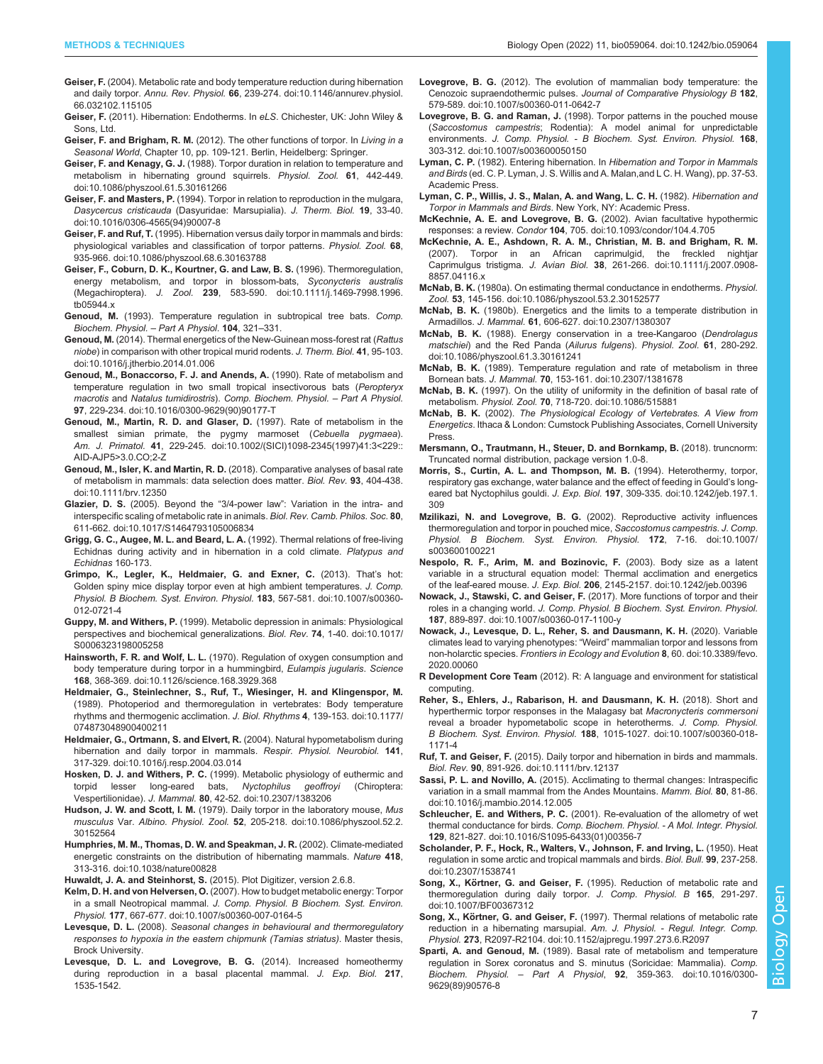**Geiser, F.** (2004). Metabolic rate and body temperature reduction during hibernation and daily torpor. *Annu. Rev. Physiol.* **66**, 239-274. doi:10.1146/annurev.physiol.66.032102.115105

**Geiser, F.** (2011). Hibernation: Endotherms. In *eLS*. Chichester, UK: John Wiley & Sons, Ltd.

**Geiser, F. and Brigham, R. M.** (2012). The other functions of torpor. In *Living in a Seasonal World*, Chapter 10, pp. 109-121. Berlin, Heidelberg: Springer.

**Geiser, F. and Kenagy, G. J.** (1988). Torpor duration in relation to temperature and metabolism in hibernating ground squirrels. *Physiol. Zool.* **61**, 442-449. doi:10.1086/physzool.61.5.30161266

**Geiser, F. and Masters, P.** (1994). Torpor in relation to reproduction in the mulgara, *Dasycercus cristicauda* (Dasyuridae: Marsupialia). *J. Therm. Biol.* **19**, 33-40. doi:10.1016/0306-4565(94)90007-8

**Geiser, F. and Ruf, T.** (1995). Hibernation versus daily torpor in mammals and birds: physiological variables and classification of torpor patterns. *Physiol. Zool.* **68**, 935-966. doi:10.1086/physzool.68.6.30163788

**Geiser, F., Coburn, D. K., Kourtner, G. and Law, B. S.** (1996). Thermoregulation, energy metabolism, and torpor in blossom-bats, *Syconycteris australis* (Megachiroptera). *J. Zool.* **239**, 583-590. doi:10.1111/j.1469-7998.1996.tb05944.x

**Genoud, M.** (1993). Temperature regulation in subtropical tree bats. *Comp. Biochem. Physiol. – Part A Physiol.* **104**, 321–331.

**Genoud, M.** (2014). Thermal energetics of the New-Guinean moss-forest rat (*Rattus niobe*) in comparison with other tropical murid rodents. *J. Therm. Biol.* **41**, 95-103. doi:10.1016/j.jtherbio.2014.01.006

**Genoud, M., Bonaccorso, F. J. and Anends, A.** (1990). Rate of metabolism and temperature regulation in two small tropical insectivorous bats (*Peropteryx macrotis* and *Natalus tumidirostris*). *Comp. Biochem. Physiol. – Part A Physiol.* **97**, 229-234. doi:10.1016/0300-9629(90)90177-T

**Genoud, M., Martin, R. D. and Glaser, D.** (1997). Rate of metabolism in the smallest simian primate, the pygmy marmoset (*Cebuella pygmaea*). *Am. J. Primatol.* **41**, 229-245. doi:10.1002/(SICI)1098-2345(1997)41:3<229::AID-AJP5>3.0.CO;2-Z

**Genoud, M., Isler, K. and Martin, R. D.** (2018). Comparative analyses of basal rate of metabolism in mammals: data selection does matter. *Biol. Rev.* **93**, 404-438. doi:10.1111/brv.12350

**Glazier, D. S.** (2005). Beyond the "3/4-power law": Variation in the intra- and interspecific scaling of metabolic rate in animals. *Biol. Rev. Camb. Philos. Soc.* **80**, 611-662. doi:10.1017/S1464793105006834

**Grigg, G. C., Augee, M. L. and Beard, L. A.** (1992). Thermal relations of free-living Echidnas during activity and in hibernation in a cold climate. *Platypus and Echidnas* 160-173.

**Grimpo, K., Legler, K., Heldmaier, G. and Exner, C.** (2013). That's hot: Golden spiny mice display torpor even at high ambient temperatures. *J. Comp. Physiol. B Biochem. Syst. Environ. Physiol.* **183**, 567-581. doi:10.1007/s00360-012-0721-4

**Guppy, M. and Withers, P.** (1999). Metabolic depression in animals: Physiological perspectives and biochemical generalizations. *Biol. Rev.* **74**, 1-40. doi:10.1017/S0006323198005258

**Hainsworth, F. R. and Wolf, L. L.** (1970). Regulation of oxygen consumption and body temperature during torpor in a hummingbird, *Eulampis jugularis*. *Science* **168**, 368-369. doi:10.1126/science.168.3929.368

**Heldmaier, G., Steinlechner, S., Ruf, T., Wiesinger, H. and Klingenspor, M.** (1989). Photoperiod and thermoregulation in vertebrates: Body temperature rhythms and thermogenic acclimation. *J. Biol. Rhythms* **4**, 139-153. doi:10.1177/074873048900400211

**Heldmaier, G., Ortmann, S. and Elvert, R.** (2004). Natural hypometabolism during hibernation and daily torpor in mammals. *Respir. Physiol. Neurobiol.* **141**, 317-329. doi:10.1016/j.resp.2004.03.014

**Hosken, D. J. and Withers, P. C.** (1999). Metabolic physiology of euthermic and torpid lesser long-eared bats, *Nyctophilus geoffroyi* (Chiroptera: Vespertilionidae). *J. Mammal.* **80**, 42-52. doi:10.2307/1383206

**Hudson, J. W. and Scott, I. M.** (1979). Daily torpor in the laboratory mouse, *Mus musculus* Var. *Albino*. *Physiol. Zool.* **52**, 205-218. doi:10.1086/physzool.52.2.30152564

**Humphries, M. M., Thomas, D. W. and Speakman, J. R.** (2002). Climate-mediated energetic constraints on the distribution of hibernating mammals. *Nature* **418**, 313-316. doi:10.1038/nature00828

**Huwaldt, J. A. and Steinhorst, S.** (2015). Plot Digitizer, version 2.6.8.

**Kelm, D. H. and von Helversen, O.** (2007). How to budget metabolic energy: Torpor in a small Neotropical mammal. *J. Comp. Physiol. B Biochem. Syst. Environ. Physiol.* **177**, 667-677. doi:10.1007/s00360-007-0164-5

**Levesque, D. L.** (2008). *Seasonal changes in behavioural and thermoregulatory responses to hypoxia in the eastern chipmunk (Tamias striatus)*. Master thesis, Brock University.

**Levesque, D. L. and Lovegrove, B. G.** (2014). Increased homeothermy during reproduction in a basal placental mammal. *J. Exp. Biol.* **217**, 1535-1542.

**Lovegrove, B. G.** (2012). The evolution of mammalian body temperature: the Cenozoic supraendothermic pulses. *Journal of Comparative Physiology B* **182**, 579-589. doi:10.1007/s00360-011-0642-7

**Lovegrove, B. G. and Raman, J.** (1998). Torpor patterns in the pouched mouse (*Saccostomus campestris*; Rodentia): A model animal for unpredictable environments. *J. Comp. Physiol. - B Biochem. Syst. Environ. Physiol.* **168**, 303-312. doi:10.1007/s003600050150

**Lyman, C. P.** (1982). Entering hibernation. In *Hibernation and Torpor in Mammals and Birds* (ed. C. P. Lyman, J. S. Willis and A. Malan,and L C. H. Wang), pp. 37-53. Academic Press.

**Lyman, C. P., Willis, J. S., Malan, A. and Wang, L. C. H.** (1982). *Hibernation and Torpor in Mammals and Birds*. New York, NY: Academic Press.

**McKechnie, A. E. and Lovegrove, B. G.** (2002). Avian facultative hypothermic responses: a review. *Condor* **104**, 705. doi:10.1093/condor/104.4.705

**McKechnie, A. E., Ashdown, R. A. M., Christian, M. B. and Brigham, R. M.** (2007). Torpor in an African caprimulgid, the freckled nightjar Caprimulgus tristigma. *J. Avian Biol.* **38**, 261-266. doi:10.1111/j.2007.0908-8857.04116.x

**McNab, B. K.** (1980a). On estimating thermal conductance in endotherms. *Physiol. Zool.* **53**, 145-156. doi:10.1086/physzool.53.2.30152577

**McNab, B. K.** (1980b). Energetics and the limits to a temperate distribution in Armadillos. *J. Mammal.* **61**, 606-627. doi:10.2307/1380307

**McNab, B. K.** (1988). Energy conservation in a tree-Kangaroo (*Dendrolagus matschiei*) and the Red Panda (*Ailurus fulgens*). *Physiol. Zool.* **61**, 280-292. doi:10.1086/physzool.61.3.30161241

**McNab, B. K.** (1989). Temperature regulation and rate of metabolism in three Bornean bats. *J. Mammal.* **70**, 153-161. doi:10.2307/1381678

**McNab, B. K.** (1997). On the utility of uniformity in the definition of basal rate of metabolism. *Physiol. Zool.* **70**, 718-720. doi:10.1086/515881

**McNab, B. K.** (2002). *The Physiological Ecology of Vertebrates. A View from Energetics*. Ithaca & London: Cumstock Publishing Associates, Cornell University Press.

**Mersmann, O., Trautmann, H., Steuer, D. and Bornkamp, B.** (2018). truncnorm: Truncated normal distribution, package version 1.0-8.

**Morris, S., Curtin, A. L. and Thompson, M. B.** (1994). Heterothermy, torpor, respiratory gas exchange, water balance and the effect of feeding in Gould's long-eared bat Nyctophilus gouldi. *J. Exp. Biol.* **197**, 309-335. doi:10.1242/jeb.197.1.309

**Mzilikazi, N. and Lovegrove, B. G.** (2002). Reproductive activity influences thermoregulation and torpor in pouched mice, *Saccostomus campestris*. *J. Comp. Physiol. B Biochem. Syst. Environ. Physiol.* **172**, 7-16. doi:10.1007/s003600100221

**Nespolo, R. F., Arim, M. and Bozinovic, F.** (2003). Body size as a latent variable in a structural equation model: Thermal acclimation and energetics of the leaf-eared mouse. *J. Exp. Biol.* **206**, 2145-2157. doi:10.1242/jeb.00396

**Nowack, J., Stawski, C. and Geiser, F.** (2017). More functions of torpor and their roles in a changing world. *J. Comp. Physiol. B Biochem. Syst. Environ. Physiol.* **187**, 889-897. doi:10.1007/s00360-017-1100-y

**Nowack, J., Levesque, D. L., Reher, S. and Dausmann, K. H.** (2020). Variable climates lead to varying phenotypes: "Weird" mammalian torpor and lessons from non-holarctic species. *Frontiers in Ecology and Evolution* **8**, 60. doi:10.3389/fevo.2020.00060

**R Development Core Team** (2012). R: A language and environment for statistical computing.

**Reher, S., Ehlers, J., Rabarison, H. and Dausmann, K. H.** (2018). Short and hyperthermic torpor responses in the Malagasy bat *Macronycteris commersoni* reveal a broader hypometabolic scope in heterotherms. *J. Comp. Physiol. B Biochem. Syst. Environ. Physiol.* **188**, 1015-1027. doi:10.1007/s00360-018-1171-4

**Ruf, T. and Geiser, F.** (2015). Daily torpor and hibernation in birds and mammals. *Biol. Rev.* **90**, 891-926. doi:10.1111/brv.12137

**Sassi, P. L. and Novillo, A.** (2015). Acclimating to thermal changes: Intraspecific variation in a small mammal from the Andes Mountains. *Mamm. Biol.* **80**, 81-86. doi:10.1016/j.mambio.2014.12.005

**Schleucher, E. and Withers, P. C.** (2001). Re-evaluation of the allometry of wet thermal conductance for birds. *Comp. Biochem. Physiol. - A Mol. Integr. Physiol.* **129**, 821-827. doi:10.1016/S1095-6433(01)00356-7

**Scholander, P. F., Hock, R., Walters, V., Johnson, F. and Irving, L.** (1950). Heat regulation in some arctic and tropical mammals and birds. *Biol. Bull.* **99**, 237-258. doi:10.2307/1538741

**Song, X., Körtner, G. and Geiser, F.** (1995). Reduction of metabolic rate and thermoregulation during daily torpor. *J. Comp. Physiol. B* **165**, 291-297. doi:10.1007/BF00367312

**Song, X., Körtner, G. and Geiser, F.** (1997). Thermal relations of metabolic rate reduction in a hibernating marsupial. *Am. J. Physiol. - Regul. Integr. Comp. Physiol.* **273**, R2097-R2104. doi:10.1152/ajpregu.1997.273.6.R2097

**Sparti, A. and Genoud, M.** (1989). Basal rate of metabolism and temperature regulation in Sorex coronatus and S. minutus (Soricidae: Mammalia). *Comp. Biochem. Physiol. – Part A Physiol*, **92**, 359-363. doi:10.1016/0300-9629(89)90576-8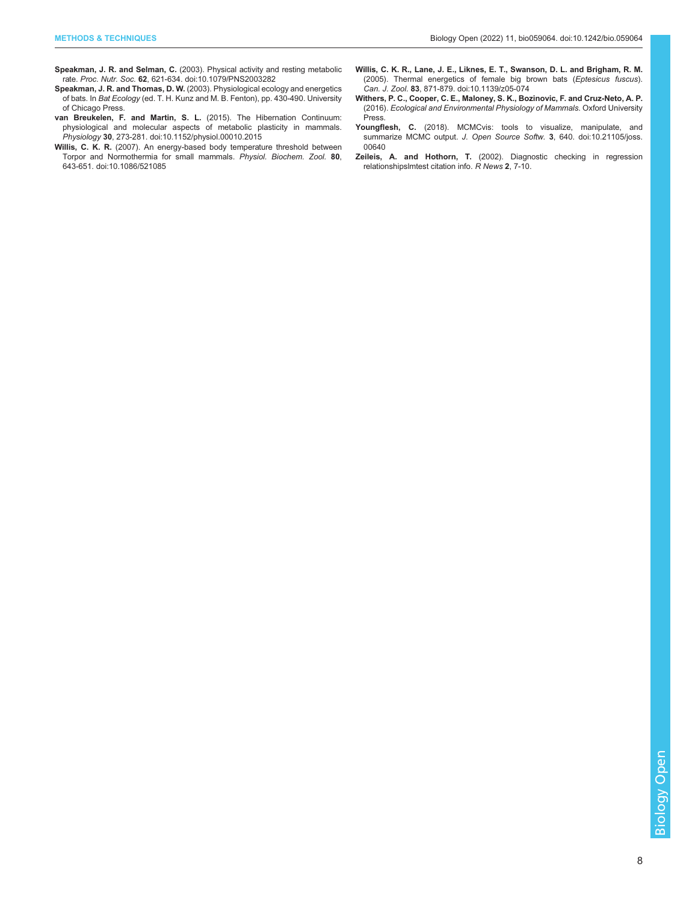**Speakman, J. R. and Selman, C.** (2003). Physical activity and resting metabolic rate. *Proc. Nutr. Soc.* **62**, 621-634. doi:10.1079/PNS2003282

**Speakman, J. R. and Thomas, D. W.** (2003). Physiological ecology and energetics of bats. In *Bat Ecology* (ed. T. H. Kunz and M. B. Fenton), pp. 430-490. University of Chicago Press.

**van Breukelen, F. and Martin, S. L.** (2015). The Hibernation Continuum: physiological and molecular aspects of metabolic plasticity in mammals. *Physiology* **30**, 273-281. doi:10.1152/physiol.00010.2015

**Willis, C. K. R.** (2007). An energy-based body temperature threshold between Torpor and Normothermia for small mammals. *Physiol. Biochem. Zool.* **80**, 643-651. doi:10.1086/521085

**Willis, C. K. R., Lane, J. E., Liknes, E. T., Swanson, D. L. and Brigham, R. M.** (2005). Thermal energetics of female big brown bats (*Eptesicus fuscus*). *Can. J. Zool.* **83**, 871-879. doi:10.1139/z05-074

**Withers, P. C., Cooper, C. E., Maloney, S. K., Bozinovic, F. and Cruz-Neto, A. P.** (2016). *Ecological and Environmental Physiology of Mammals*. Oxford University Press.

**Youngflesh, C.** (2018). MCMCvis: tools to visualize, manipulate, and summarize MCMC output. *J. Open Source Softw.* **3**, 640. doi:10.21105/joss.00640

**Zeileis, A. and Hothorn, T.** (2002). Diagnostic checking in regression relationshipslmtest citation info. *R News* **2**, 7-10.